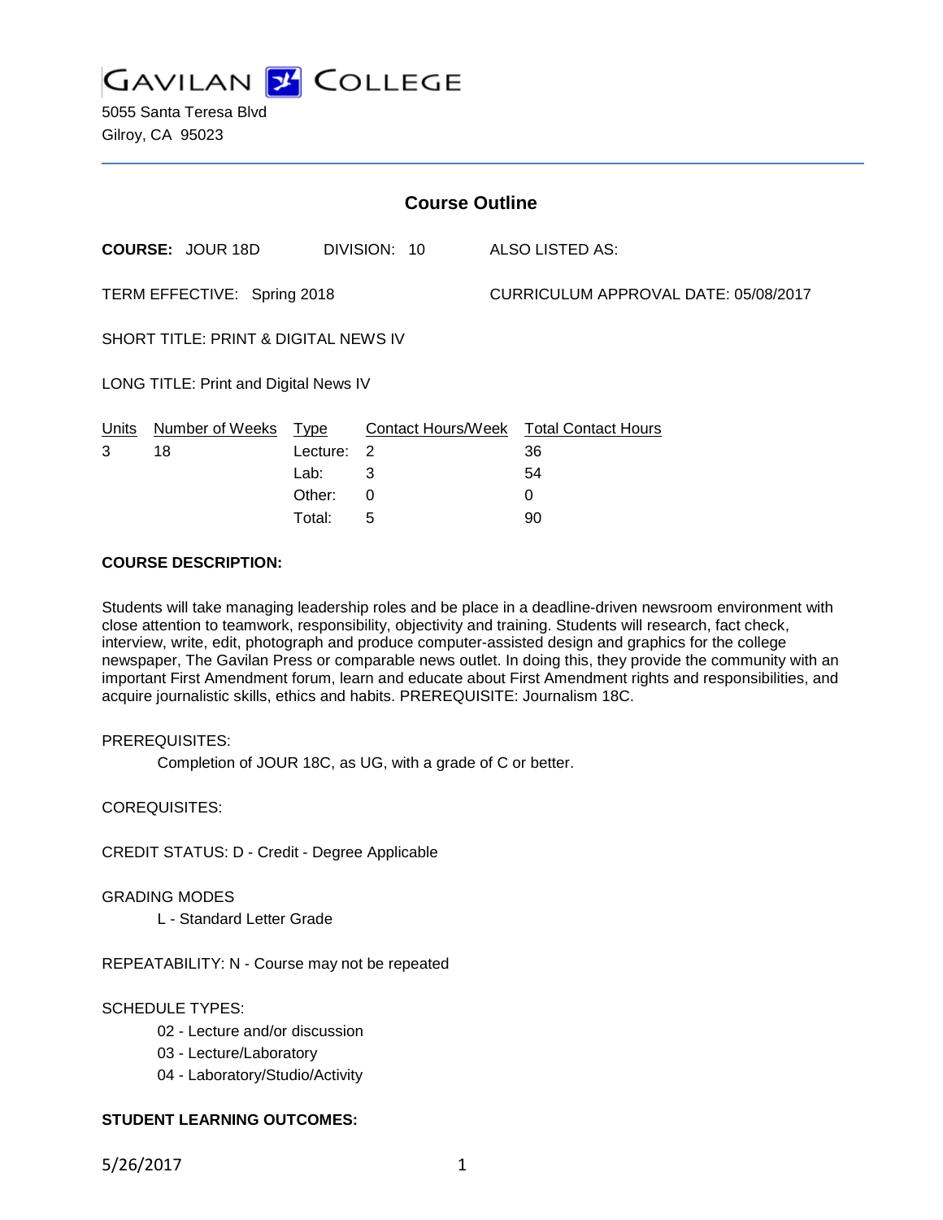# GAVILAN COLLEGE

5055 Santa Teresa Blvd
Gilroy, CA 95023

## Course Outline

**COURSE:** JOUR 18D DIVISION: 10 ALSO LISTED AS:

TERM EFFECTIVE: Spring 2018 CURRICULUM APPROVAL DATE: 05/08/2017

SHORT TITLE: PRINT & DIGITAL NEWS IV

LONG TITLE: Print and Digital News IV

| Units | Number of Weeks | Type | Contact Hours/Week | Total Contact Hours |
|---|---|---|---|---|
| 3 | 18 | Lecture: | 2 | 36 |
| | | Lab: | 3 | 54 |
| | | Other: | 0 | 0 |
| | | Total: | 5 | 90 |

**COURSE DESCRIPTION:**

Students will take managing leadership roles and be place in a deadline-driven newsroom environment with close attention to teamwork, responsibility, objectivity and training. Students will research, fact check, interview, write, edit, photograph and produce computer-assisted design and graphics for the college newspaper, The Gavilan Press or comparable news outlet. In doing this, they provide the community with an important First Amendment forum, learn and educate about First Amendment rights and responsibilities, and acquire journalistic skills, ethics and habits. PREREQUISITE: Journalism 18C.

PREREQUISITES:

Completion of JOUR 18C, as UG, with a grade of C or better.

COREQUISITES:

CREDIT STATUS: D - Credit - Degree Applicable

GRADING MODES

L - Standard Letter Grade

REPEATABILITY: N - Course may not be repeated

SCHEDULE TYPES:

02 - Lecture and/or discussion

03 - Lecture/Laboratory

04 - Laboratory/Studio/Activity

**STUDENT LEARNING OUTCOMES:**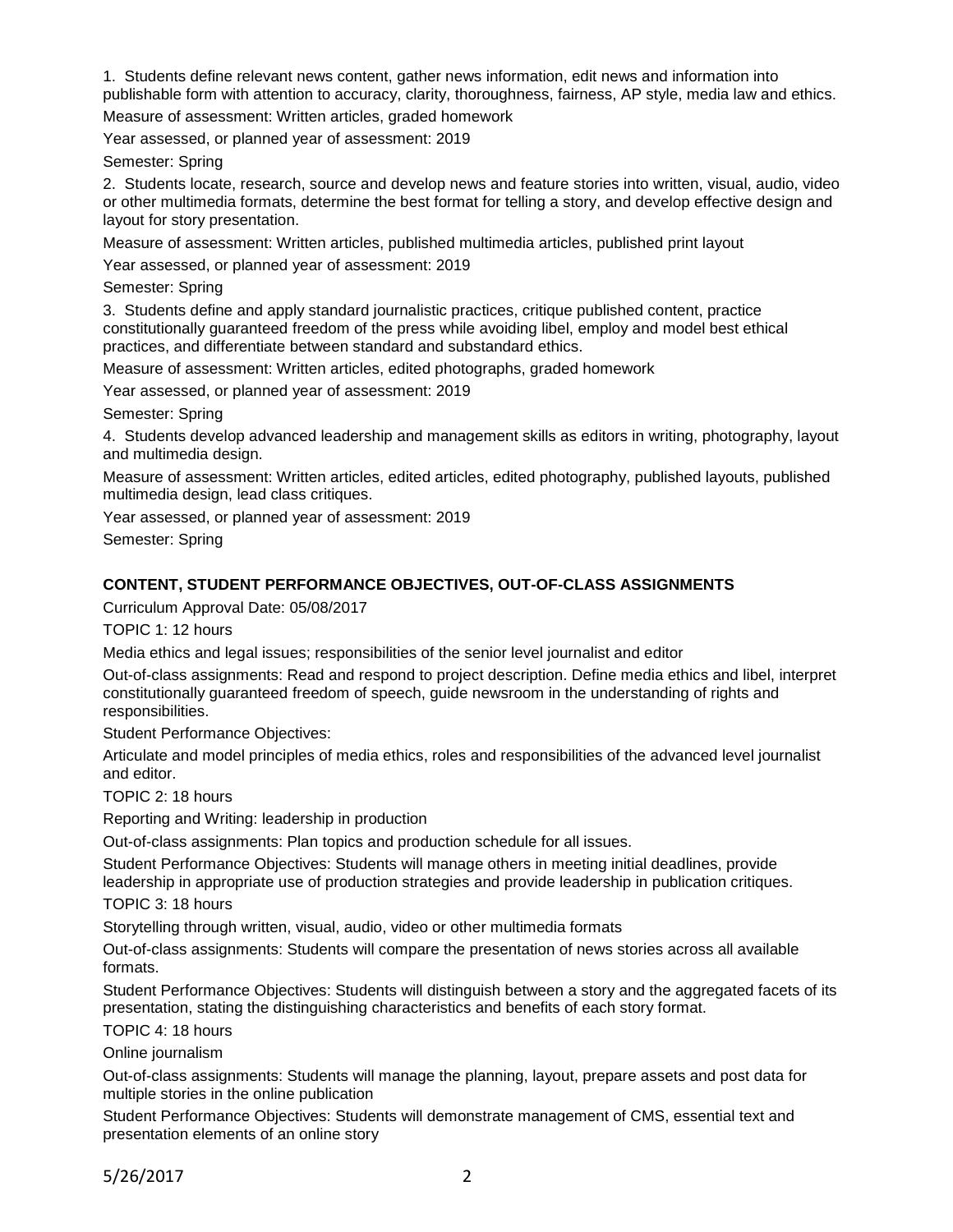1. Students define relevant news content, gather news information, edit news and information into publishable form with attention to accuracy, clarity, thoroughness, fairness, AP style, media law and ethics.

Measure of assessment: Written articles, graded homework

Year assessed, or planned year of assessment: 2019

Semester: Spring

2. Students locate, research, source and develop news and feature stories into written, visual, audio, video or other multimedia formats, determine the best format for telling a story, and develop effective design and layout for story presentation.

Measure of assessment: Written articles, published multimedia articles, published print layout

Year assessed, or planned year of assessment: 2019

Semester: Spring

3. Students define and apply standard journalistic practices, critique published content, practice constitutionally guaranteed freedom of the press while avoiding libel, employ and model best ethical practices, and differentiate between standard and substandard ethics.

Measure of assessment: Written articles, edited photographs, graded homework

Year assessed, or planned year of assessment: 2019

Semester: Spring

4. Students develop advanced leadership and management skills as editors in writing, photography, layout and multimedia design.

Measure of assessment: Written articles, edited articles, edited photography, published layouts, published multimedia design, lead class critiques.

Year assessed, or planned year of assessment: 2019

Semester: Spring

**CONTENT, STUDENT PERFORMANCE OBJECTIVES, OUT-OF-CLASS ASSIGNMENTS**

Curriculum Approval Date: 05/08/2017

TOPIC 1: 12 hours

Media ethics and legal issues; responsibilities of the senior level journalist and editor

Out-of-class assignments: Read and respond to project description. Define media ethics and libel, interpret constitutionally guaranteed freedom of speech, guide newsroom in the understanding of rights and responsibilities.

Student Performance Objectives:

Articulate and model principles of media ethics, roles and responsibilities of the advanced level journalist and editor.

TOPIC 2: 18 hours

Reporting and Writing: leadership in production

Out-of-class assignments: Plan topics and production schedule for all issues.

Student Performance Objectives: Students will manage others in meeting initial deadlines, provide leadership in appropriate use of production strategies and provide leadership in publication critiques.

TOPIC 3: 18 hours

Storytelling through written, visual, audio, video or other multimedia formats

Out-of-class assignments: Students will compare the presentation of news stories across all available formats.

Student Performance Objectives: Students will distinguish between a story and the aggregated facets of its presentation, stating the distinguishing characteristics and benefits of each story format.

TOPIC 4: 18 hours

Online journalism

Out-of-class assignments: Students will manage the planning, layout, prepare assets and post data for multiple stories in the online publication

Student Performance Objectives: Students will demonstrate management of CMS, essential text and presentation elements of an online story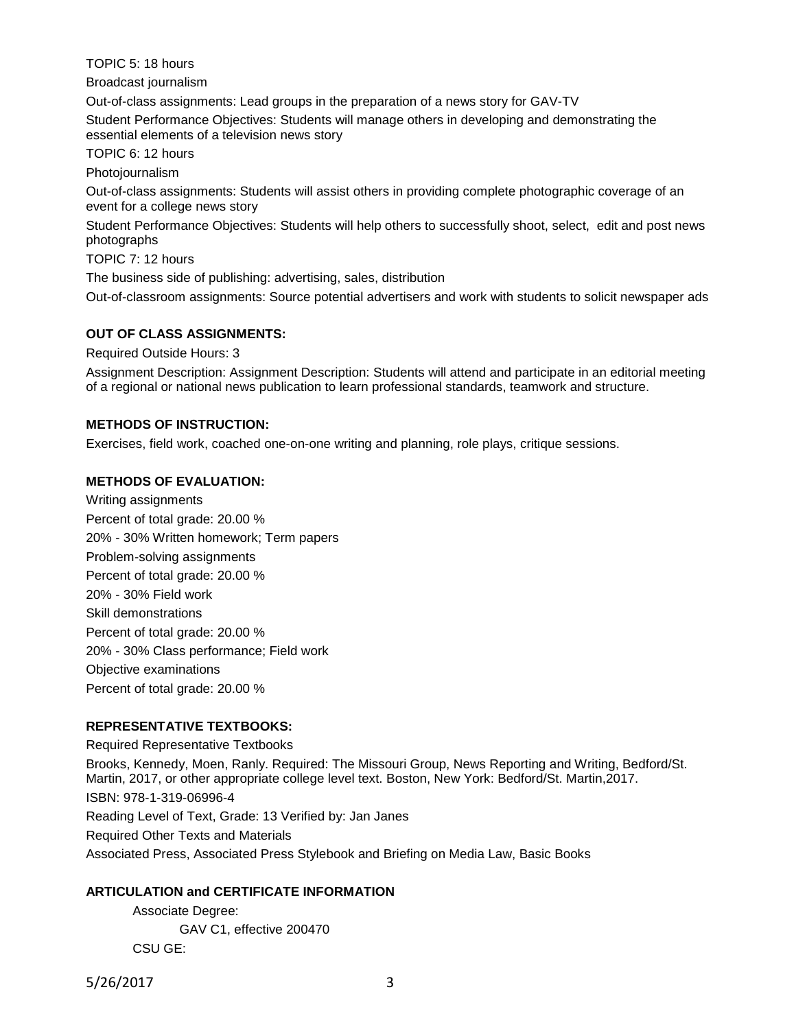TOPIC 5: 18 hours

Broadcast journalism

Out-of-class assignments: Lead groups in the preparation of a news story for GAV-TV

Student Performance Objectives: Students will manage others in developing and demonstrating the essential elements of a television news story

TOPIC 6: 12 hours

Photojournalism

Out-of-class assignments: Students will assist others in providing complete photographic coverage of an event for a college news story

Student Performance Objectives: Students will help others to successfully shoot, select, edit and post news photographs

TOPIC 7: 12 hours

The business side of publishing: advertising, sales, distribution

Out-of-classroom assignments: Source potential advertisers and work with students to solicit newspaper ads

**OUT OF CLASS ASSIGNMENTS:**

Required Outside Hours: 3

Assignment Description: Assignment Description: Students will attend and participate in an editorial meeting of a regional or national news publication to learn professional standards, teamwork and structure.

**METHODS OF INSTRUCTION:**

Exercises, field work, coached one-on-one writing and planning, role plays, critique sessions.

**METHODS OF EVALUATION:**

Writing assignments

Percent of total grade: 20.00 %

20% - 30% Written homework; Term papers

Problem-solving assignments

Percent of total grade: 20.00 %

20% - 30% Field work

Skill demonstrations

Percent of total grade: 20.00 %

20% - 30% Class performance; Field work

Objective examinations

Percent of total grade: 20.00 %

**REPRESENTATIVE TEXTBOOKS:**

Required Representative Textbooks

Brooks, Kennedy, Moen, Ranly. Required: The Missouri Group, News Reporting and Writing, Bedford/St. Martin, 2017, or other appropriate college level text. Boston, New York: Bedford/St. Martin,2017.

ISBN: 978-1-319-06996-4

Reading Level of Text, Grade: 13 Verified by: Jan Janes

Required Other Texts and Materials

Associated Press, Associated Press Stylebook and Briefing on Media Law, Basic Books

**ARTICULATION and CERTIFICATE INFORMATION**

Associate Degree:

GAV C1, effective 200470

CSU GE: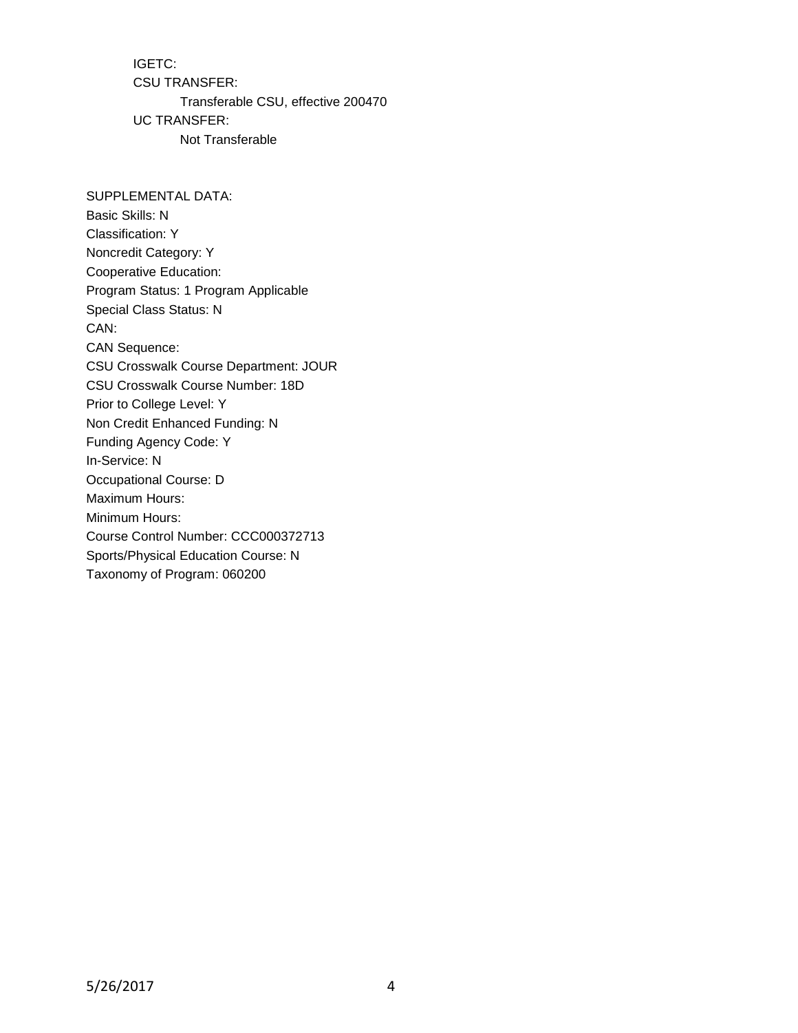IGETC:

CSU TRANSFER:

Transferable CSU, effective 200470

UC TRANSFER:

Not Transferable

SUPPLEMENTAL DATA:

Basic Skills: N

Classification: Y

Noncredit Category: Y

Cooperative Education:

Program Status: 1 Program Applicable

Special Class Status: N

CAN:

CAN Sequence:

CSU Crosswalk Course Department: JOUR

CSU Crosswalk Course Number: 18D

Prior to College Level: Y

Non Credit Enhanced Funding: N

Funding Agency Code: Y

In-Service: N

Occupational Course: D

Maximum Hours:

Minimum Hours:

Course Control Number: CCC000372713

Sports/Physical Education Course: N

Taxonomy of Program: 060200